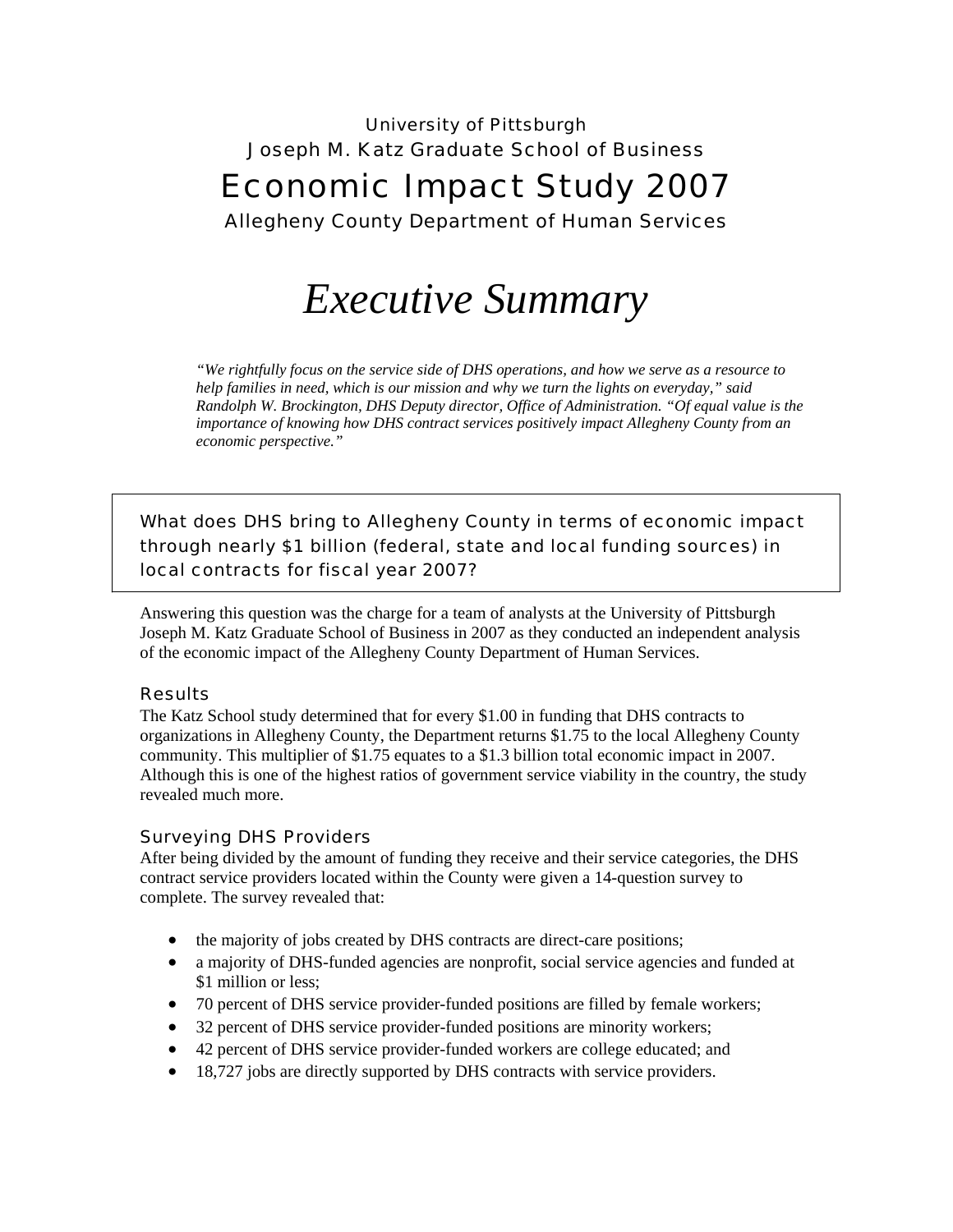University of Pittsburgh
Joseph M. Katz Graduate School of Business

# Economic Impact Study 2007

Allegheny County Department of Human Services

# *Executive Summary*

> *"We rightfully focus on the service side of DHS operations, and how we serve as a resource to help families in need, which is our mission and why we turn the lights on everyday," said Randolph W. Brockington, DHS Deputy director, Office of Administration. "Of equal value is the importance of knowing how DHS contract services positively impact Allegheny County from an economic perspective."*

What does DHS bring to Allegheny County in terms of economic impact through nearly $1 billion (federal, state and local funding sources) in local contracts for fiscal year 2007?

Answering this question was the charge for a team of analysts at the University of Pittsburgh Joseph M. Katz Graduate School of Business in 2007 as they conducted an independent analysis of the economic impact of the Allegheny County Department of Human Services.

## Results

The Katz School study determined that for every $1.00 in funding that DHS contracts to organizations in Allegheny County, the Department returns $1.75 to the local Allegheny County community. This multiplier of $1.75 equates to a $1.3 billion total economic impact in 2007. Although this is one of the highest ratios of government service viability in the country, the study revealed much more.

## Surveying DHS Providers

After being divided by the amount of funding they receive and their service categories, the DHS contract service providers located within the County were given a 14-question survey to complete. The survey revealed that:

- the majority of jobs created by DHS contracts are direct-care positions;
- a majority of DHS-funded agencies are nonprofit, social service agencies and funded at $1 million or less;
- 70 percent of DHS service provider-funded positions are filled by female workers;
- 32 percent of DHS service provider-funded positions are minority workers;
- 42 percent of DHS service provider-funded workers are college educated; and
- 18,727 jobs are directly supported by DHS contracts with service providers.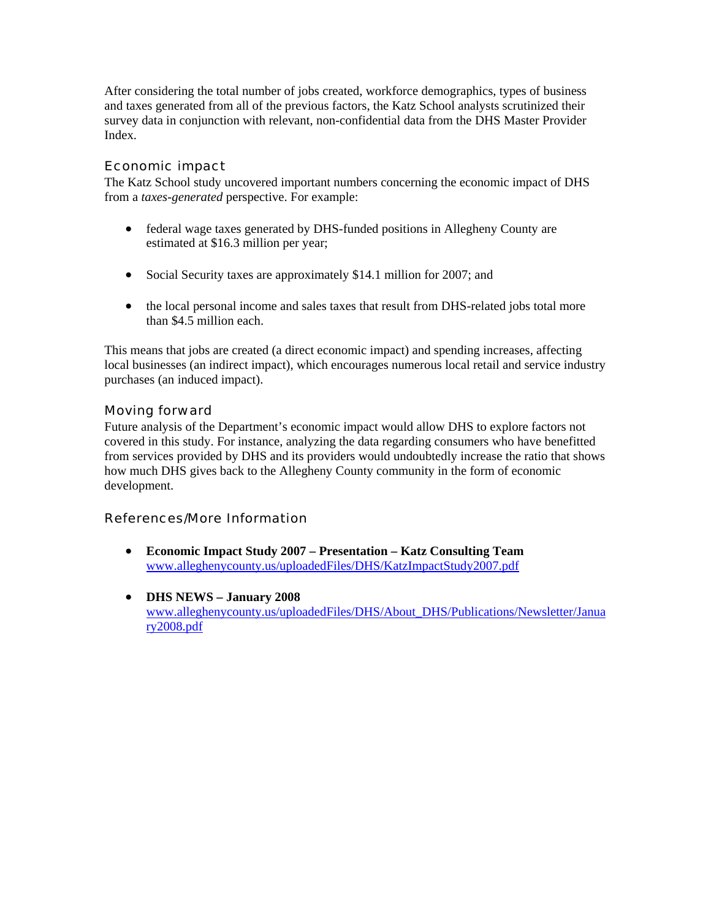After considering the total number of jobs created, workforce demographics, types of business and taxes generated from all of the previous factors, the Katz School analysts scrutinized their survey data in conjunction with relevant, non-confidential data from the DHS Master Provider Index.

## Economic impact

The Katz School study uncovered important numbers concerning the economic impact of DHS from a *taxes-generated* perspective. For example:

- federal wage taxes generated by DHS-funded positions in Allegheny County are estimated at $16.3 million per year;
- Social Security taxes are approximately $14.1 million for 2007; and
- the local personal income and sales taxes that result from DHS-related jobs total more than $4.5 million each.

This means that jobs are created (a direct economic impact) and spending increases, affecting local businesses (an indirect impact), which encourages numerous local retail and service industry purchases (an induced impact).

## Moving forward

Future analysis of the Department's economic impact would allow DHS to explore factors not covered in this study. For instance, analyzing the data regarding consumers who have benefitted from services provided by DHS and its providers would undoubtedly increase the ratio that shows how much DHS gives back to the Allegheny County community in the form of economic development.

## References/More Information

- **Economic Impact Study 2007 – Presentation – Katz Consulting Team**
  www.alleghenycounty.us/uploadedFiles/DHS/KatzImpactStudy2007.pdf
- **DHS NEWS – January 2008**
  www.alleghenycounty.us/uploadedFiles/DHS/About_DHS/Publications/Newsletter/January2008.pdf